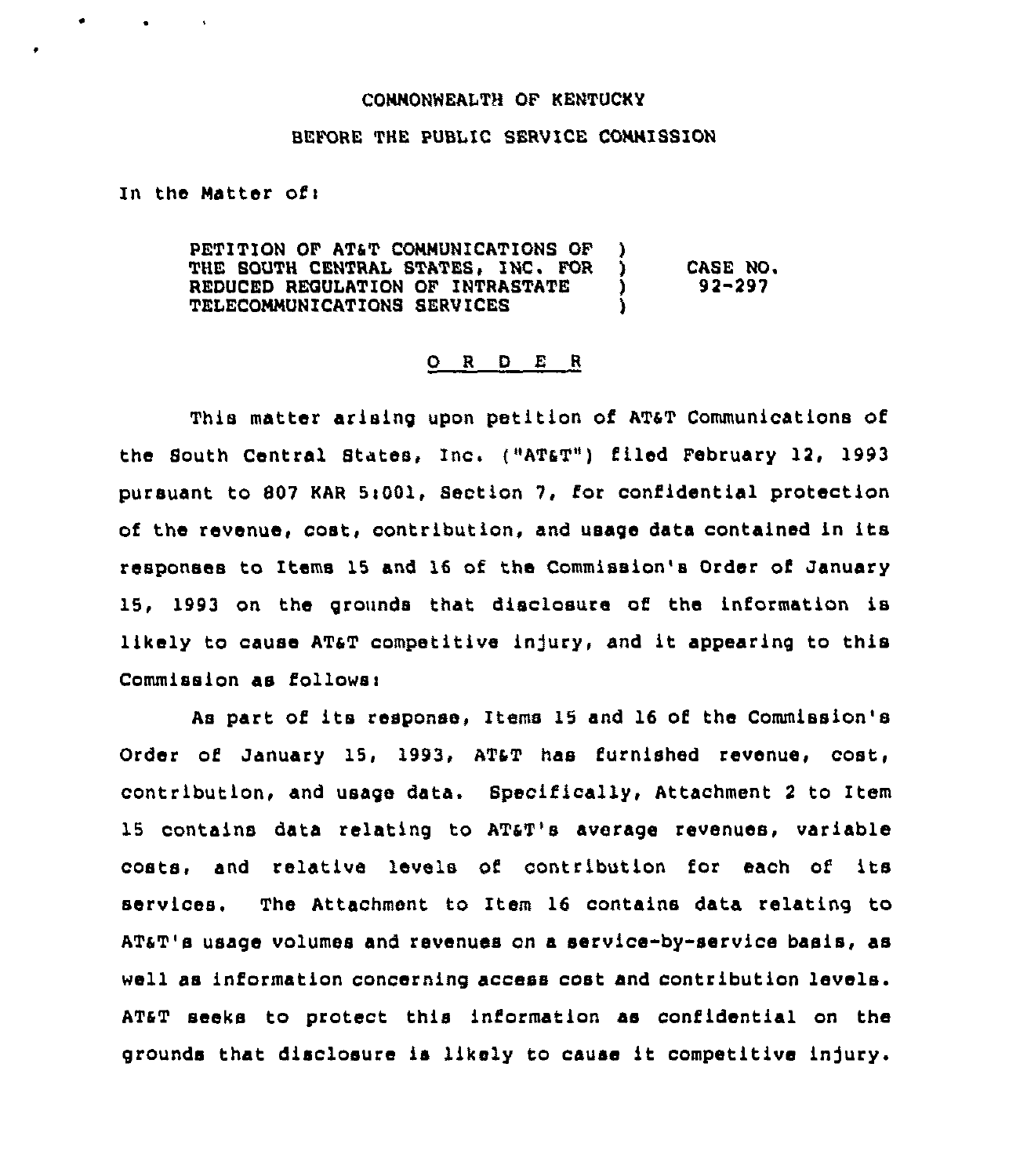COMMONWEALTH OF KENTUCKY

BEFORE THE PUBLIC SERVICE COMMISSION

In the Matter of:

| | | |
|---|---|---|
| PETITION OF AT&T COMMUNICATIONS OF THE SOUTH CENTRAL STATES, INC. FOR REDUCED REGULATION OF INTRASTATE TELECOMMUNICATIONS SERVICES | ) ) ) ) | CASE NO. 92-297 |

# O R D E R

This matter arising upon petition of AT&T Communications of the South Central States, Inc. ("AT&T") filed February 12, 1993 pursuant to 807 KAR 5:001, Section 7, for confidential protection of the revenue, cost, contribution, and usage data contained in its responses to Items 15 and 16 of the Commission's Order of January 15, 1993 on the grounds that disclosure of the information is likely to cause AT&T competitive injury, and it appearing to this Commission as follows:

As part of its response, Items 15 and 16 of the Commission's Order of January 15, 1993, AT&T has furnished revenue, cost, contribution, and usage data. Specifically, Attachment 2 to Item 15 contains data relating to AT&T's average revenues, variable costs, and relative levels of contribution for each of its services. The Attachment to Item 16 contains data relating to AT&T's usage volumes and revenues on a service-by-service basis, as well as information concerning access cost and contribution levels. AT&T seeks to protect this information as confidential on the grounds that disclosure is likely to cause it competitive injury.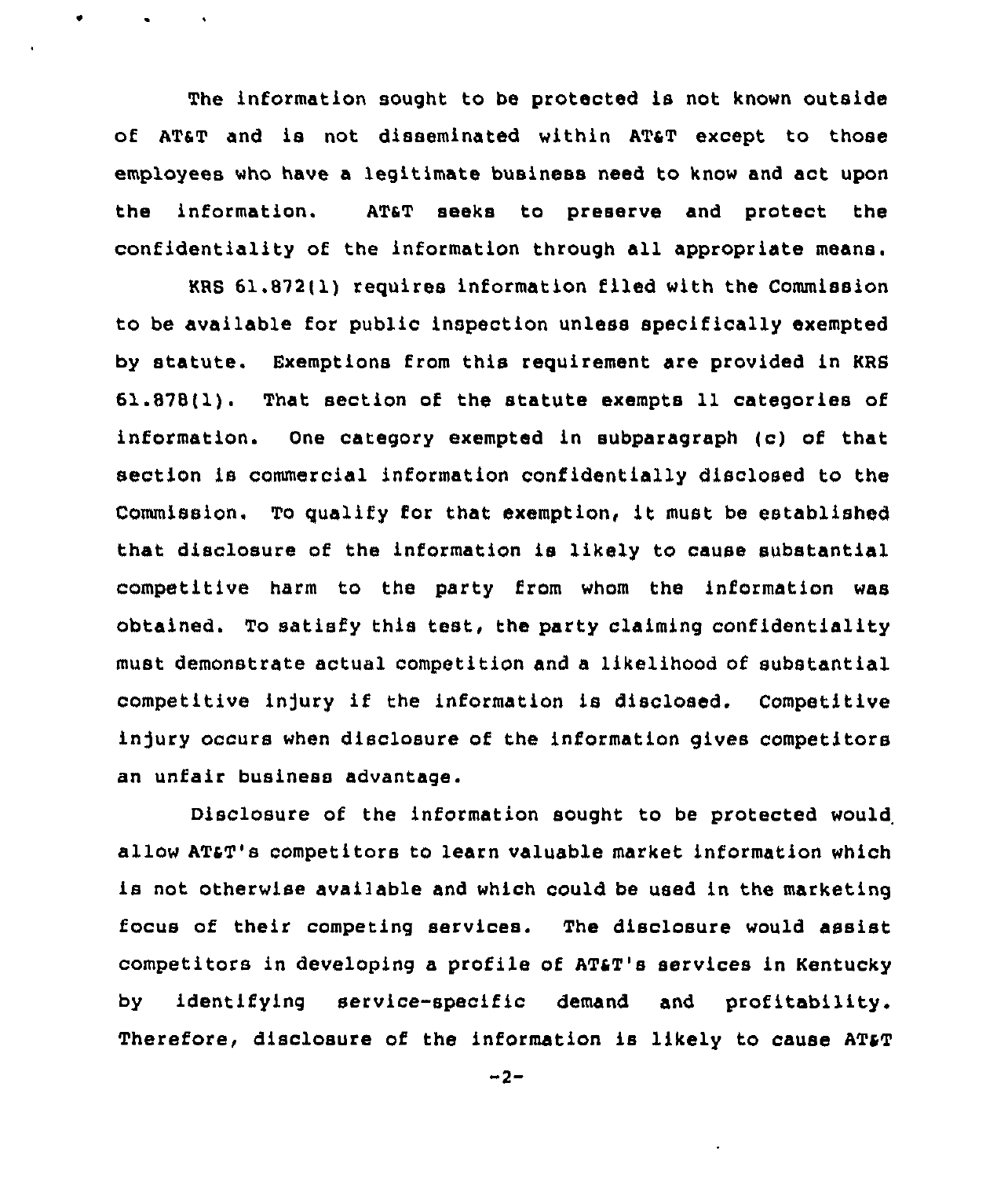The information sought to be protected is not known outside of AT&T and is not disseminated within AT&T except to those employees who have a legitimate business need to know and act upon the information. AT&T seeks to preserve and protect the confidentiality of the information through all appropriate means.

KRS 61.872(1) requires information filed with the Commission to be available for public inspection unless specifically exempted by statute. Exemptions from this requirement are provided in KRS 61.878(1). That section of the statute exempts 11 categories of information. One category exempted in subparagraph (c) of that section is commercial information confidentially disclosed to the Commission. To qualify for that exemption, it must be established that disclosure of the information is likely to cause substantial competitive harm to the party from whom the information was obtained. To satisfy this test, the party claiming confidentiality must demonstrate actual competition and a likelihood of substantial competitive injury if the information is disclosed. Competitive injury occurs when disclosure of the information gives competitors an unfair business advantage.

Disclosure of the information sought to be protected would allow AT&T's competitors to learn valuable market information which is not otherwise available and which could be used in the marketing focus of their competing services. The disclosure would assist competitors in developing a profile of AT&T's services in Kentucky by identifying service-specific demand and profitability. Therefore, disclosure of the information is likely to cause AT&T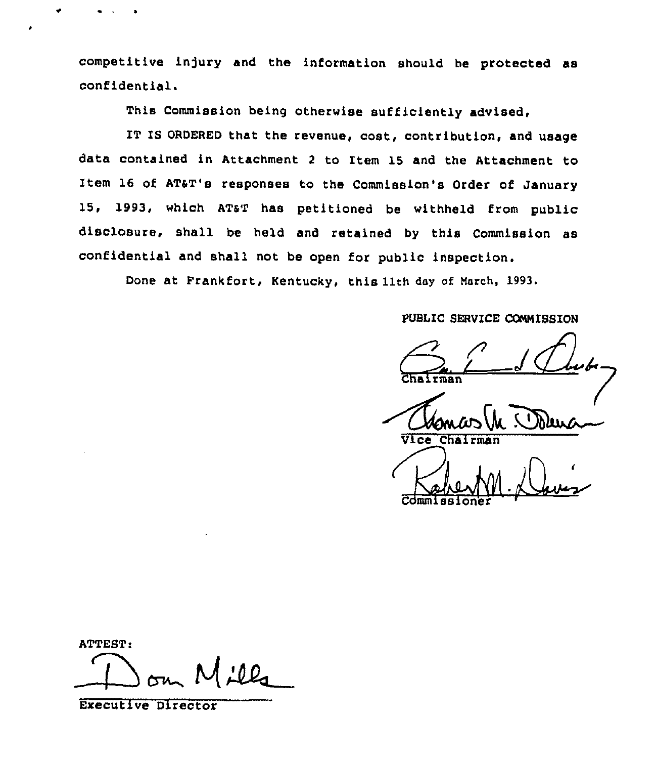competitive injury and the information should be protected as confidential.

This Commission being otherwise sufficiently advised,

IT IS ORDERED that the revenue, cost, contribution, and usage data contained in Attachment 2 to Item 15 and the Attachment to Item 16 of AT&T's responses to the Commission's Order of January 15, 1993, which AT&T has petitioned be withheld from public disclosure, shall be held and retained by this Commission as confidential and shall not be open for public inspection.

Done at Frankfort, Kentucky, this 11th day of March, 1993.

PUBLIC SERVICE COMMISSION

Chairman

Vice Chairman

Commissioner

ATTEST:

Executive Director